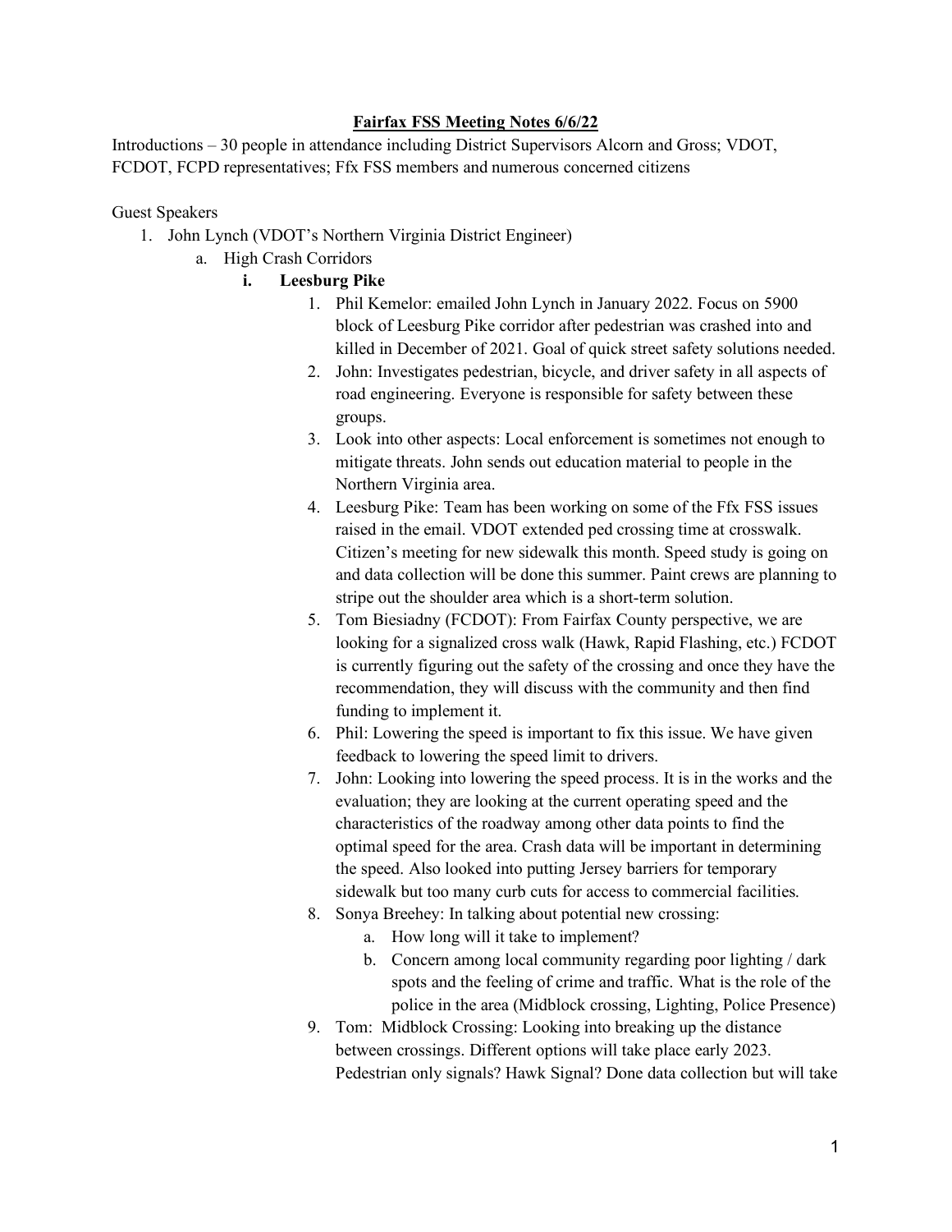**Fairfax FSS Meeting Notes 6/6/22**

Introductions – 30 people in attendance including District Supervisors Alcorn and Gross; VDOT, FCDOT, FCPD representatives; Ffx FSS members and numerous concerned citizens

Guest Speakers

1. John Lynch (VDOT's Northern Virginia District Engineer)
    a. High Crash Corridors
        i. **Leesburg Pike**
            1. Phil Kemelor: emailed John Lynch in January 2022. Focus on 5900 block of Leesburg Pike corridor after pedestrian was crashed into and killed in December of 2021. Goal of quick street safety solutions needed.
            2. John: Investigates pedestrian, bicycle, and driver safety in all aspects of road engineering. Everyone is responsible for safety between these groups.
            3. Look into other aspects: Local enforcement is sometimes not enough to mitigate threats. John sends out education material to people in the Northern Virginia area.
            4. Leesburg Pike: Team has been working on some of the Ffx FSS issues raised in the email. VDOT extended ped crossing time at crosswalk. Citizen's meeting for new sidewalk this month. Speed study is going on and data collection will be done this summer. Paint crews are planning to stripe out the shoulder area which is a short-term solution.
            5. Tom Biesiadny (FCDOT): From Fairfax County perspective, we are looking for a signalized cross walk (Hawk, Rapid Flashing, etc.) FCDOT is currently figuring out the safety of the crossing and once they have the recommendation, they will discuss with the community and then find funding to implement it.
            6. Phil: Lowering the speed is important to fix this issue. We have given feedback to lowering the speed limit to drivers.
            7. John: Looking into lowering the speed process. It is in the works and the evaluation; they are looking at the current operating speed and the characteristics of the roadway among other data points to find the optimal speed for the area. Crash data will be important in determining the speed. Also looked into putting Jersey barriers for temporary sidewalk but too many curb cuts for access to commercial facilities.
            8. Sonya Breehey: In talking about potential new crossing:
                a. How long will it take to implement?
                b. Concern among local community regarding poor lighting / dark spots and the feeling of crime and traffic. What is the role of the police in the area (Midblock crossing, Lighting, Police Presence)
            9. Tom: Midblock Crossing: Looking into breaking up the distance between crossings. Different options will take place early 2023. Pedestrian only signals? Hawk Signal? Done data collection but will take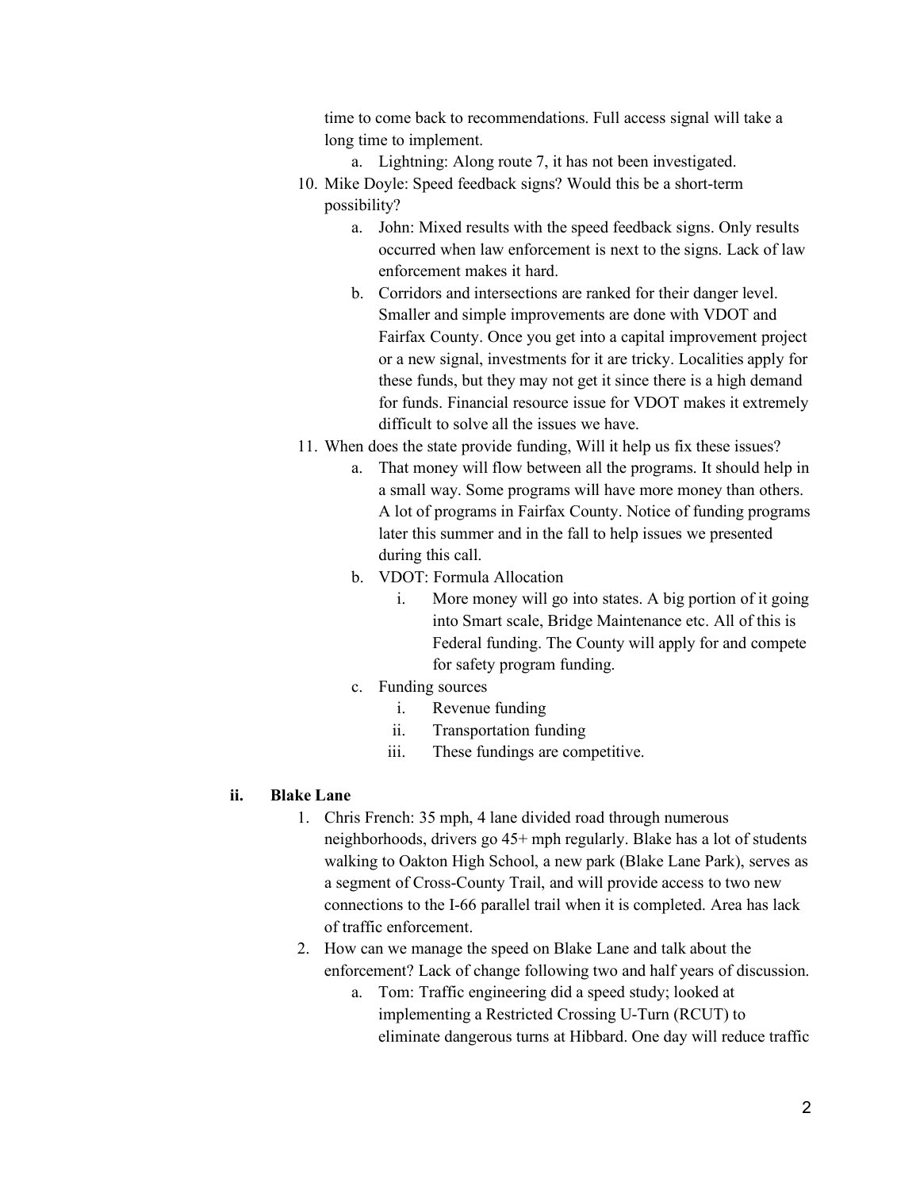time to come back to recommendations. Full access signal will take a long time to implement.

   a. Lightning: Along route 7, it has not been investigated.

10. Mike Doyle: Speed feedback signs? Would this be a short-term possibility?
    a. John: Mixed results with the speed feedback signs. Only results occurred when law enforcement is next to the signs. Lack of law enforcement makes it hard.
    b. Corridors and intersections are ranked for their danger level. Smaller and simple improvements are done with VDOT and Fairfax County. Once you get into a capital improvement project or a new signal, investments for it are tricky. Localities apply for these funds, but they may not get it since there is a high demand for funds. Financial resource issue for VDOT makes it extremely difficult to solve all the issues we have.
11. When does the state provide funding, Will it help us fix these issues?
    a. That money will flow between all the programs. It should help in a small way. Some programs will have more money than others. A lot of programs in Fairfax County. Notice of funding programs later this summer and in the fall to help issues we presented during this call.
    b. VDOT: Formula Allocation
       i. More money will go into states. A big portion of it going into Smart scale, Bridge Maintenance etc. All of this is Federal funding. The County will apply for and compete for safety program funding.
    c. Funding sources
       i. Revenue funding
       ii. Transportation funding
       iii. These fundings are competitive.

**ii. Blake Lane**

1. Chris French: 35 mph, 4 lane divided road through numerous neighborhoods, drivers go 45+ mph regularly. Blake has a lot of students walking to Oakton High School, a new park (Blake Lane Park), serves as a segment of Cross-County Trail, and will provide access to two new connections to the I-66 parallel trail when it is completed. Area has lack of traffic enforcement.
2. How can we manage the speed on Blake Lane and talk about the enforcement? Lack of change following two and half years of discussion.
   a. Tom: Traffic engineering did a speed study; looked at implementing a Restricted Crossing U-Turn (RCUT) to eliminate dangerous turns at Hibbard. One day will reduce traffic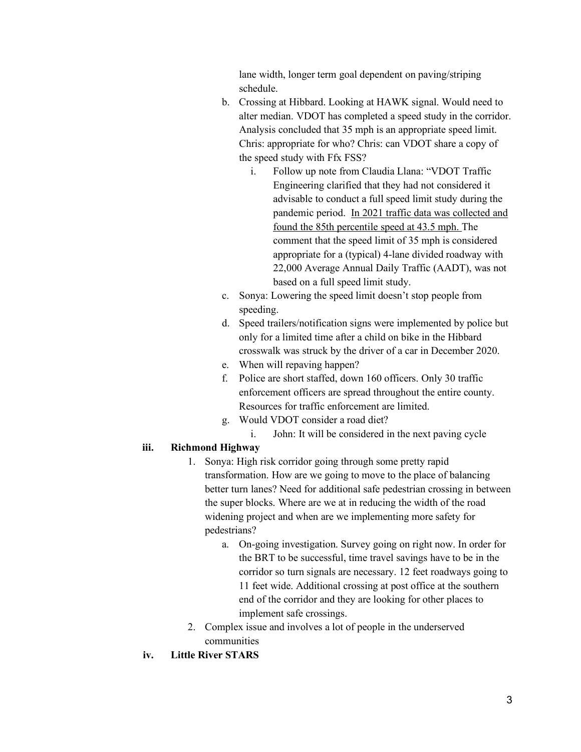lane width, longer term goal dependent on paving/striping schedule.

b. Crossing at Hibbard. Looking at HAWK signal. Would need to alter median. VDOT has completed a speed study in the corridor. Analysis concluded that 35 mph is an appropriate speed limit. Chris: appropriate for who? Chris: can VDOT share a copy of the speed study with Ffx FSS?
   i. Follow up note from Claudia Llana: "VDOT Traffic Engineering clarified that they had not considered it advisable to conduct a full speed limit study during the pandemic period. <u>In 2021 traffic data was collected and found the 85th percentile speed at 43.5 mph.</u> The comment that the speed limit of 35 mph is considered appropriate for a (typical) 4-lane divided roadway with 22,000 Average Annual Daily Traffic (AADT), was not based on a full speed limit study.

c. Sonya: Lowering the speed limit doesn't stop people from speeding.

d. Speed trailers/notification signs were implemented by police but only for a limited time after a child on bike in the Hibbard crosswalk was struck by the driver of a car in December 2020.

e. When will repaving happen?

f. Police are short staffed, down 160 officers. Only 30 traffic enforcement officers are spread throughout the entire county. Resources for traffic enforcement are limited.

g. Would VDOT consider a road diet?
   i. John: It will be considered in the next paving cycle

**iii. Richmond Highway**

1. Sonya: High risk corridor going through some pretty rapid transformation. How are we going to move to the place of balancing better turn lanes? Need for additional safe pedestrian crossing in between the super blocks. Where are we at in reducing the width of the road widening project and when are we implementing more safety for pedestrians?
   a. On-going investigation. Survey going on right now. In order for the BRT to be successful, time travel savings have to be in the corridor so turn signals are necessary. 12 feet roadways going to 11 feet wide. Additional crossing at post office at the southern end of the corridor and they are looking for other places to implement safe crossings.
2. Complex issue and involves a lot of people in the underserved communities

**iv. Little River STARS**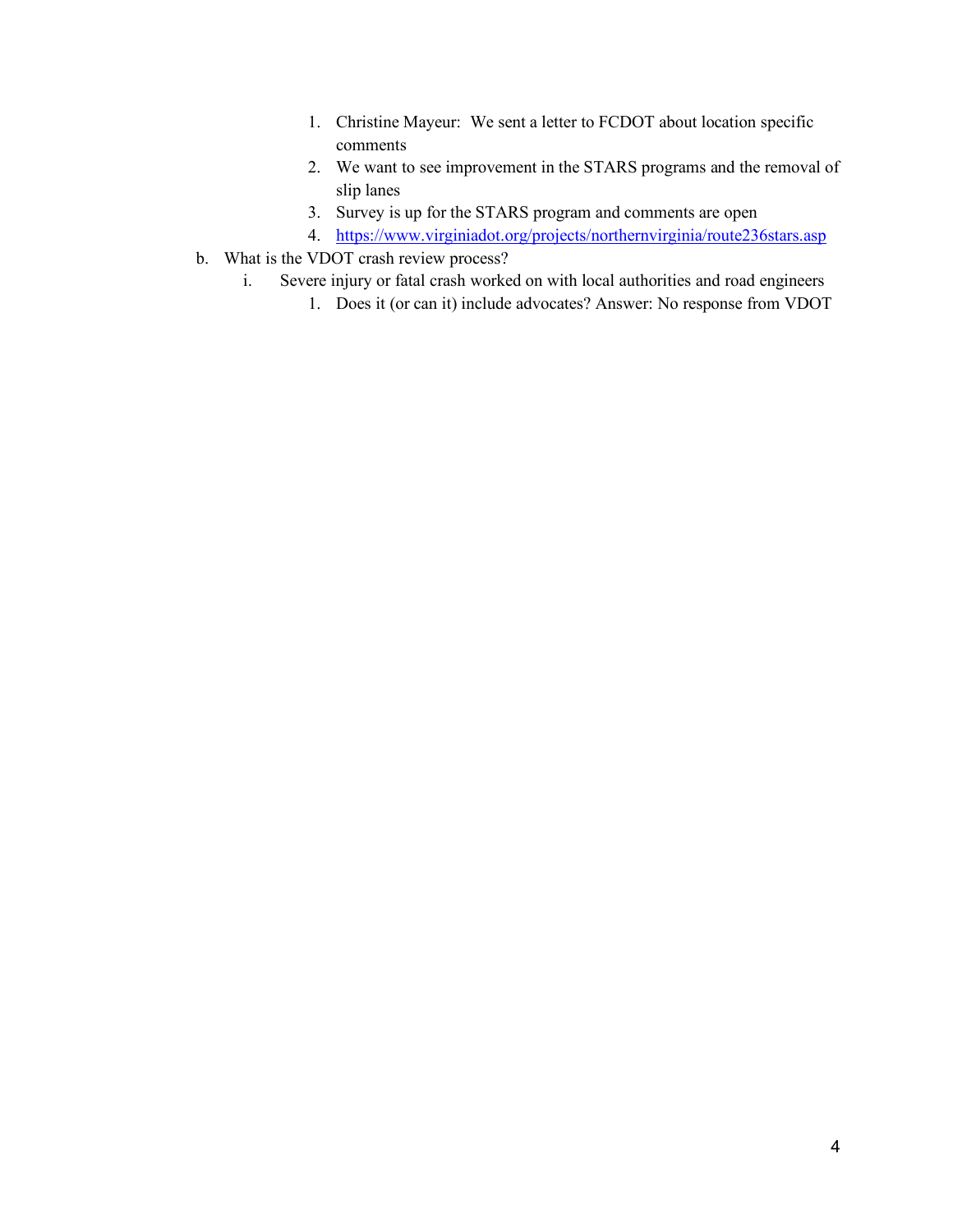1. Christine Mayeur: We sent a letter to FCDOT about location specific comments
2. We want to see improvement in the STARS programs and the removal of slip lanes
3. Survey is up for the STARS program and comments are open
4. https://www.virginiadot.org/projects/northernvirginia/route236stars.asp

b. What is the VDOT crash review process?

   i. Severe injury or fatal crash worked on with local authorities and road engineers

      1. Does it (or can it) include advocates? Answer: No response from VDOT